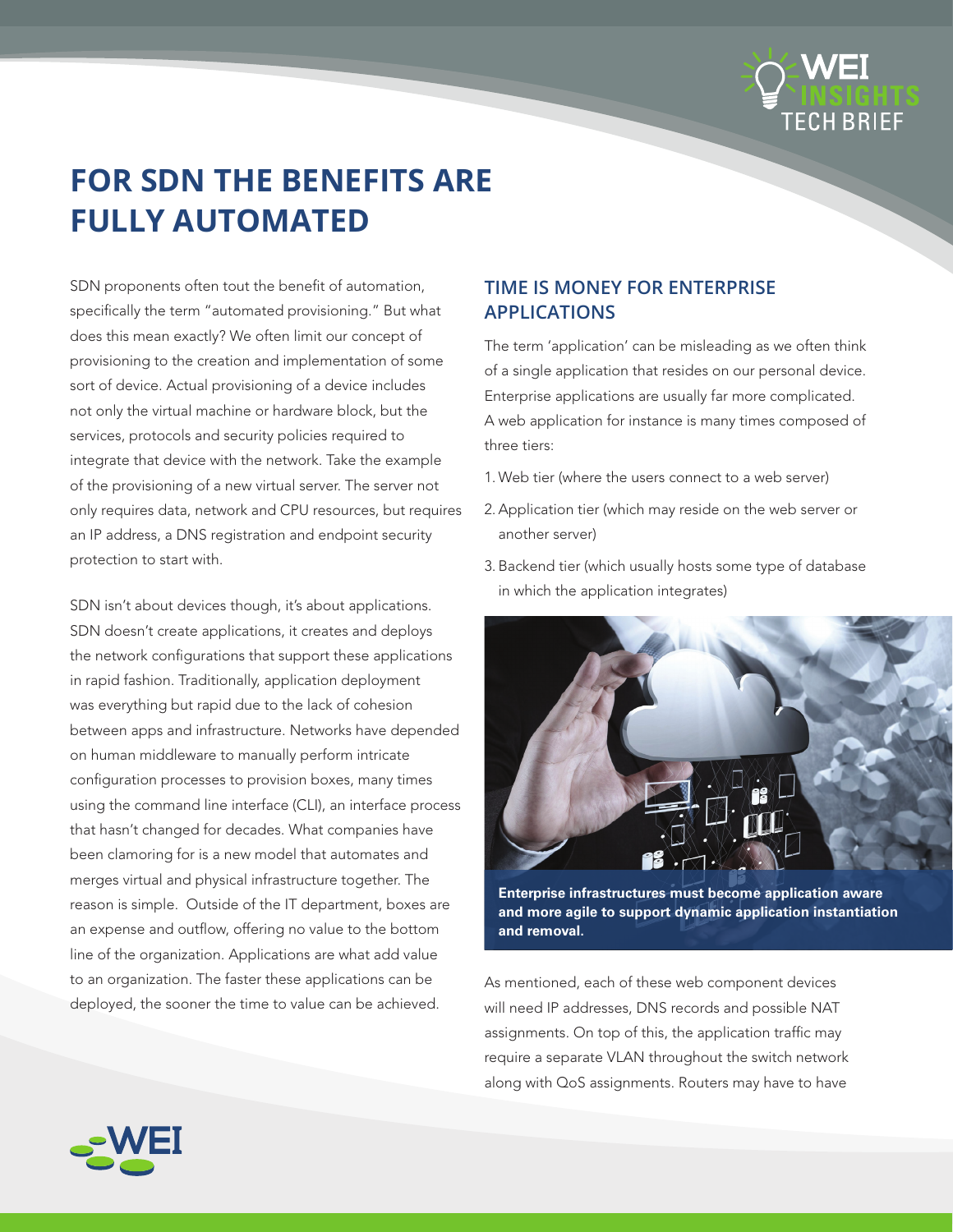# FOR SDN THE BENEFITS ARE FULLY AUTOMATED

SDN proponents often tout the benefit of automation, specifically the term "automated provisioning." But what does this mean exactly? We often limit our concept of provisioning to the creation and implementation of some sort of device. Actual provisioning of a device includes not only the virtual machine or hardware block, but the services, protocols and security policies required to integrate that device with the network. Take the example of the provisioning of a new virtual server. The server not only requires data, network and CPU resources, but requires an IP address, a DNS registration and endpoint security protection to start with.

SDN isn't about devices though, it's about applications. SDN doesn't create applications, it creates and deploys the network configurations that support these applications in rapid fashion. Traditionally, application deployment was everything but rapid due to the lack of cohesion between apps and infrastructure. Networks have depended on human middleware to manually perform intricate configuration processes to provision boxes, many times using the command line interface (CLI), an interface process that hasn't changed for decades. What companies have been clamoring for is a new model that automates and merges virtual and physical infrastructure together. The reason is simple. Outside of the IT department, boxes are an expense and outflow, offering no value to the bottom line of the organization. Applications are what add value to an organization. The faster these applications can be deployed, the sooner the time to value can be achieved.

## TIME IS MONEY FOR ENTERPRISE APPLICATIONS

The term 'application' can be misleading as we often think of a single application that resides on our personal device. Enterprise applications are usually far more complicated. A web application for instance is many times composed of three tiers:

1. Web tier (where the users connect to a web server)
2. Application tier (which may reside on the web server or another server)
3. Backend tier (which usually hosts some type of database in which the application integrates)

**Enterprise infrastructures must become application aware and more agile to support dynamic application instantiation and removal.**

As mentioned, each of these web component devices will need IP addresses, DNS records and possible NAT assignments. On top of this, the application traffic may require a separate VLAN throughout the switch network along with QoS assignments. Routers may have to have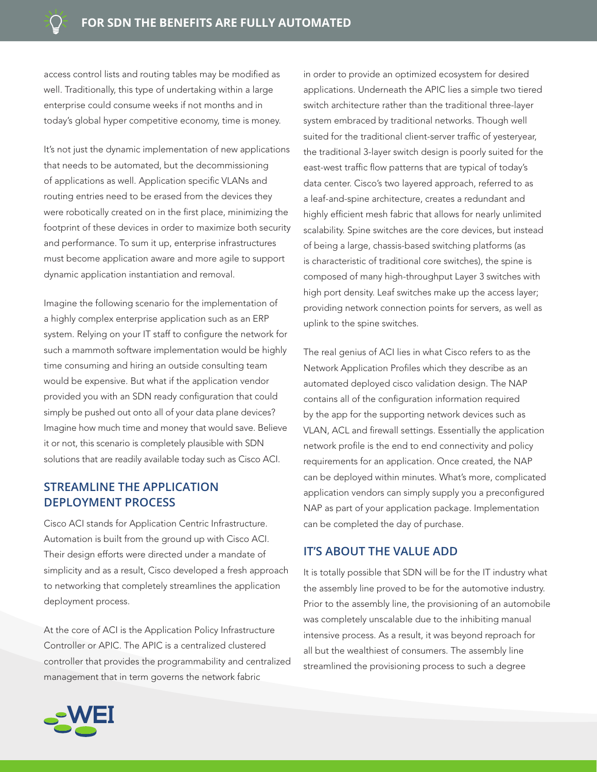access control lists and routing tables may be modified as well. Traditionally, this type of undertaking within a large enterprise could consume weeks if not months and in today's global hyper competitive economy, time is money.

It's not just the dynamic implementation of new applications that needs to be automated, but the decommissioning of applications as well. Application specific VLANs and routing entries need to be erased from the devices they were robotically created on in the first place, minimizing the footprint of these devices in order to maximize both security and performance. To sum it up, enterprise infrastructures must become application aware and more agile to support dynamic application instantiation and removal.

Imagine the following scenario for the implementation of a highly complex enterprise application such as an ERP system. Relying on your IT staff to configure the network for such a mammoth software implementation would be highly time consuming and hiring an outside consulting team would be expensive. But what if the application vendor provided you with an SDN ready configuration that could simply be pushed out onto all of your data plane devices? Imagine how much time and money that would save. Believe it or not, this scenario is completely plausible with SDN solutions that are readily available today such as Cisco ACI.

## STREAMLINE THE APPLICATION DEPLOYMENT PROCESS

Cisco ACI stands for Application Centric Infrastructure. Automation is built from the ground up with Cisco ACI. Their design efforts were directed under a mandate of simplicity and as a result, Cisco developed a fresh approach to networking that completely streamlines the application deployment process.

At the core of ACI is the Application Policy Infrastructure Controller or APIC. The APIC is a centralized clustered controller that provides the programmability and centralized management that in term governs the network fabric in order to provide an optimized ecosystem for desired applications. Underneath the APIC lies a simple two tiered switch architecture rather than the traditional three-layer system embraced by traditional networks. Though well suited for the traditional client-server traffic of yesteryear, the traditional 3-layer switch design is poorly suited for the east-west traffic flow patterns that are typical of today's data center. Cisco's two layered approach, referred to as a leaf-and-spine architecture, creates a redundant and highly efficient mesh fabric that allows for nearly unlimited scalability. Spine switches are the core devices, but instead of being a large, chassis-based switching platforms (as is characteristic of traditional core switches), the spine is composed of many high-throughput Layer 3 switches with high port density. Leaf switches make up the access layer; providing network connection points for servers, as well as uplink to the spine switches.

The real genius of ACI lies in what Cisco refers to as the Network Application Profiles which they describe as an automated deployed cisco validation design. The NAP contains all of the configuration information required by the app for the supporting network devices such as VLAN, ACL and firewall settings. Essentially the application network profile is the end to end connectivity and policy requirements for an application. Once created, the NAP can be deployed within minutes. What's more, complicated application vendors can simply supply you a preconfigured NAP as part of your application package. Implementation can be completed the day of purchase.

## IT'S ABOUT THE VALUE ADD

It is totally possible that SDN will be for the IT industry what the assembly line proved to be for the automotive industry. Prior to the assembly line, the provisioning of an automobile was completely unscalable due to the inhibiting manual intensive process. As a result, it was beyond reproach for all but the wealthiest of consumers. The assembly line streamlined the provisioning process to such a degree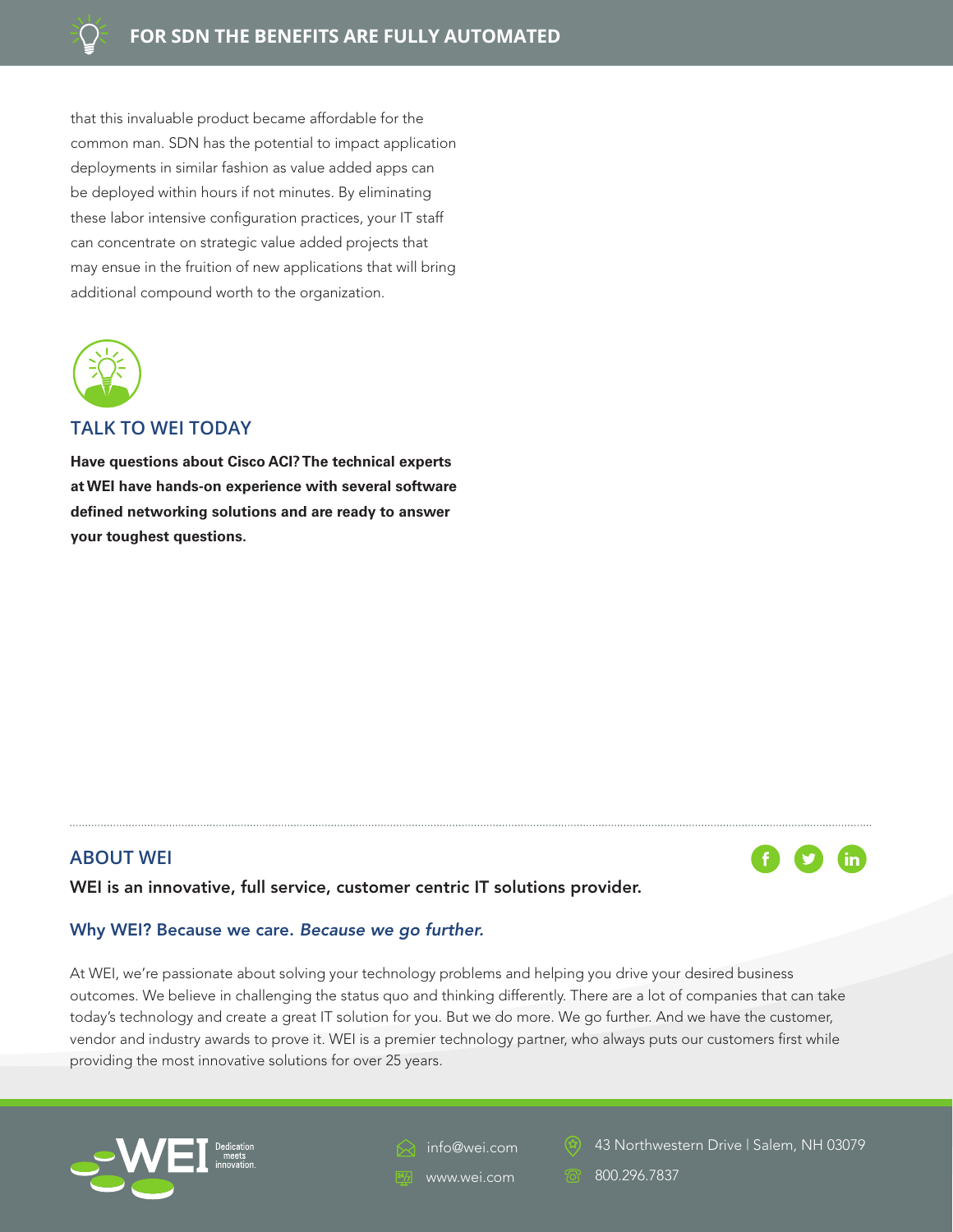that this invaluable product became affordable for the common man. SDN has the potential to impact application deployments in similar fashion as value added apps can be deployed within hours if not minutes. By eliminating these labor intensive configuration practices, your IT staff can concentrate on strategic value added projects that may ensue in the fruition of new applications that will bring additional compound worth to the organization.

## TALK TO WEI TODAY

**Have questions about Cisco ACI? The technical experts at WEI have hands-on experience with several software defined networking solutions and are ready to answer your toughest questions.**

## ABOUT WEI

**WEI is an innovative, full service, customer centric IT solutions provider.**

**Why WEI? Because we care. *Because we go further.***

At WEI, we're passionate about solving your technology problems and helping you drive your desired business outcomes. We believe in challenging the status quo and thinking differently. There are a lot of companies that can take today's technology and create a great IT solution for you. But we do more. We go further. And we have the customer, vendor and industry awards to prove it. WEI is a premier technology partner, who always puts our customers first while providing the most innovative solutions for over 25 years.

WEI Dedication meets innovation.

info@wei.com
www.wei.com

43 Northwestern Drive | Salem, NH 03079
800.296.7837